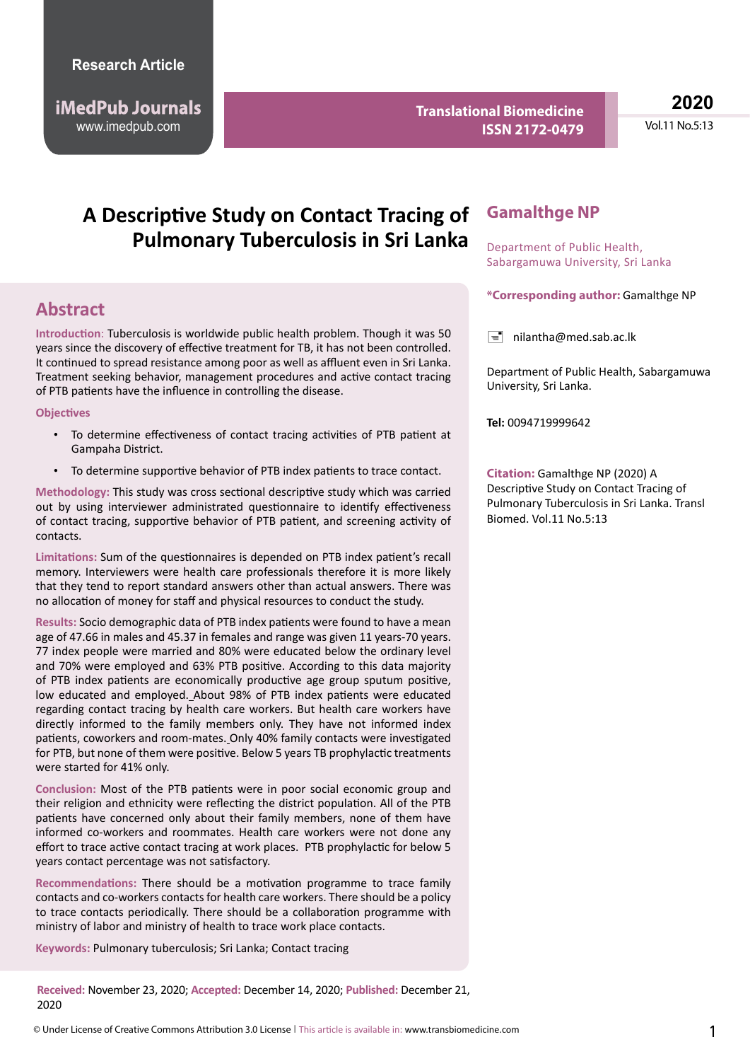Research Article

# A Descriptive Study on Contact Tracing of Pulmonary Tuberculosis in Sri Lanka

**Gamalthge NP**

Department of Public Health, Sabargamuwa University, Sri Lanka

**\*Corresponding author:** Gamalthge NP

nilantha@med.sab.ac.lk

Department of Public Health, Sabargamuwa University, Sri Lanka.

**Tel:** 0094719999642

**Citation:** Gamalthge NP (2020) A Descriptive Study on Contact Tracing of Pulmonary Tuberculosis in Sri Lanka. Transl Biomed. Vol.11 No.5:13

## Abstract

**Introduction**: Tuberculosis is worldwide public health problem. Though it was 50 years since the discovery of effective treatment for TB, it has not been controlled. It continued to spread resistance among poor as well as affluent even in Sri Lanka. Treatment seeking behavior, management procedures and active contact tracing of PTB patients have the influence in controlling the disease.

**Objectives**

- To determine effectiveness of contact tracing activities of PTB patient at Gampaha District.
- To determine supportive behavior of PTB index patients to trace contact.

**Methodology:** This study was cross sectional descriptive study which was carried out by using interviewer administrated questionnaire to identify effectiveness of contact tracing, supportive behavior of PTB patient, and screening activity of contacts.

**Limitations:** Sum of the questionnaires is depended on PTB index patient's recall memory. Interviewers were health care professionals therefore it is more likely that they tend to report standard answers other than actual answers. There was no allocation of money for staff and physical resources to conduct the study.

**Results:** Socio demographic data of PTB index patients were found to have a mean age of 47.66 in males and 45.37 in females and range was given 11 years-70 years. 77 index people were married and 80% were educated below the ordinary level and 70% were employed and 63% PTB positive. According to this data majority of PTB index patients are economically productive age group sputum positive, low educated and employed. About 98% of PTB index patients were educated regarding contact tracing by health care workers. But health care workers have directly informed to the family members only. They have not informed index patients, coworkers and room-mates. Only 40% family contacts were investigated for PTB, but none of them were positive. Below 5 years TB prophylactic treatments were started for 41% only.

**Conclusion:** Most of the PTB patients were in poor social economic group and their religion and ethnicity were reflecting the district population. All of the PTB patients have concerned only about their family members, none of them have informed co-workers and roommates. Health care workers were not done any effort to trace active contact tracing at work places. PTB prophylactic for below 5 years contact percentage was not satisfactory.

**Recommendations:** There should be a motivation programme to trace family contacts and co-workers contacts for health care workers. There should be a policy to trace contacts periodically. There should be a collaboration programme with ministry of labor and ministry of health to trace work place contacts.

**Keywords:** Pulmonary tuberculosis; Sri Lanka; Contact tracing

**Received:** November 23, 2020; **Accepted:** December 14, 2020; **Published:** December 21, 2020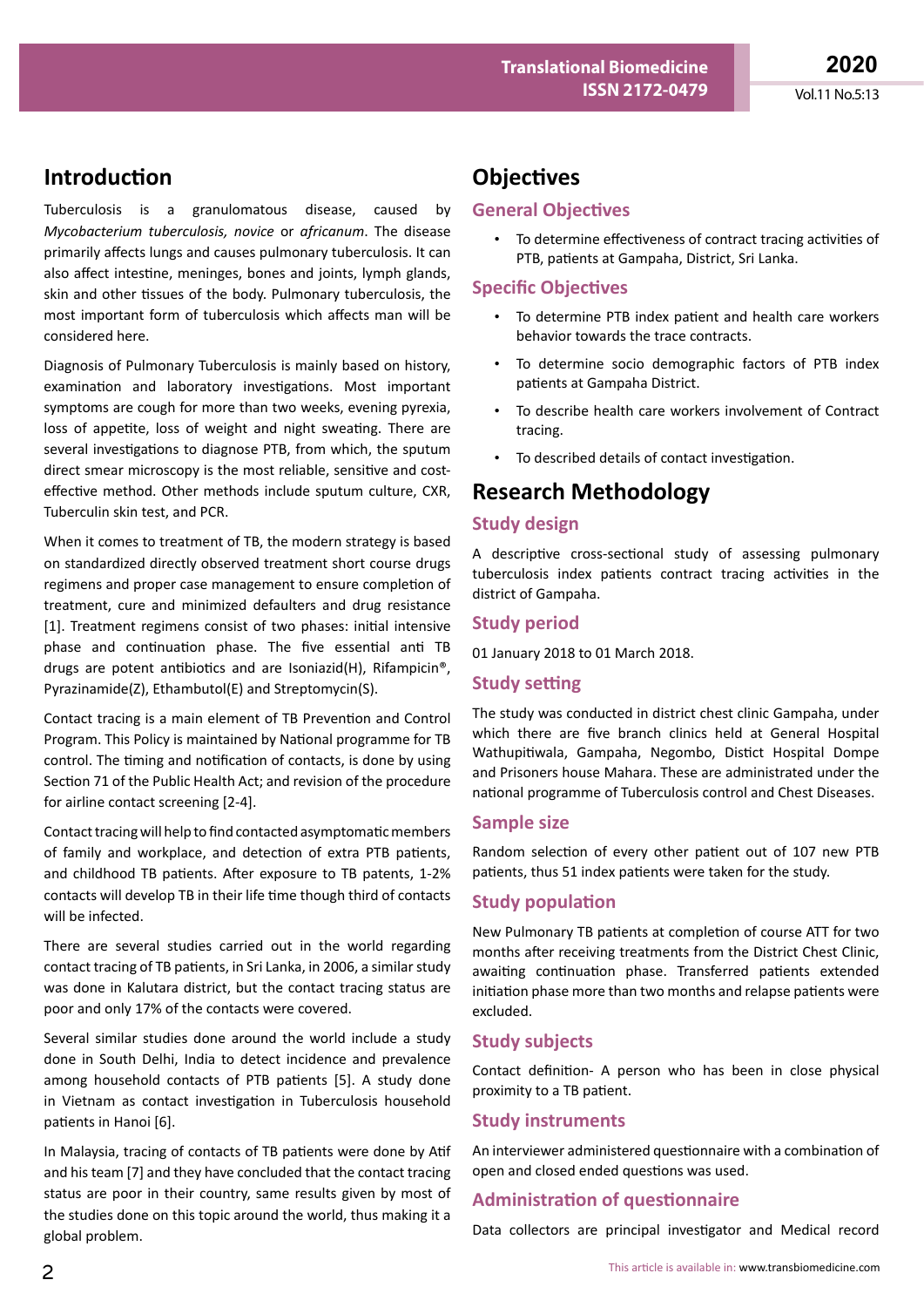## Introduction

Tuberculosis is a granulomatous disease, caused by *Mycobacterium tuberculosis, novice* or *africanum*. The disease primarily affects lungs and causes pulmonary tuberculosis. It can also affect intestine, meninges, bones and joints, lymph glands, skin and other tissues of the body. Pulmonary tuberculosis, the most important form of tuberculosis which affects man will be considered here.

Diagnosis of Pulmonary Tuberculosis is mainly based on history, examination and laboratory investigations. Most important symptoms are cough for more than two weeks, evening pyrexia, loss of appetite, loss of weight and night sweating. There are several investigations to diagnose PTB, from which, the sputum direct smear microscopy is the most reliable, sensitive and cost-effective method. Other methods include sputum culture, CXR, Tuberculin skin test, and PCR.

When it comes to treatment of TB, the modern strategy is based on standardized directly observed treatment short course drugs regimens and proper case management to ensure completion of treatment, cure and minimized defaulters and drug resistance [1]. Treatment regimens consist of two phases: initial intensive phase and continuation phase. The five essential anti TB drugs are potent antibiotics and are Isoniazid(H), Rifampicin®, Pyrazinamide(Z), Ethambutol(E) and Streptomycin(S).

Contact tracing is a main element of TB Prevention and Control Program. This Policy is maintained by National programme for TB control. The timing and notification of contacts, is done by using Section 71 of the Public Health Act; and revision of the procedure for airline contact screening [2-4].

Contact tracing will help to find contacted asymptomatic members of family and workplace, and detection of extra PTB patients, and childhood TB patients. After exposure to TB patents, 1-2% contacts will develop TB in their life time though third of contacts will be infected.

There are several studies carried out in the world regarding contact tracing of TB patients, in Sri Lanka, in 2006, a similar study was done in Kalutara district, but the contact tracing status are poor and only 17% of the contacts were covered.

Several similar studies done around the world include a study done in South Delhi, India to detect incidence and prevalence among household contacts of PTB patients [5]. A study done in Vietnam as contact investigation in Tuberculosis household patients in Hanoi [6].

In Malaysia, tracing of contacts of TB patients were done by Atif and his team [7] and they have concluded that the contact tracing status are poor in their country, same results given by most of the studies done on this topic around the world, thus making it a global problem.

## Objectives

### General Objectives

- To determine effectiveness of contract tracing activities of PTB, patients at Gampaha, District, Sri Lanka.

### Specific Objectives

- To determine PTB index patient and health care workers behavior towards the trace contracts.
- To determine socio demographic factors of PTB index patients at Gampaha District.
- To describe health care workers involvement of Contract tracing.
- To described details of contact investigation.

## Research Methodology

### Study design

A descriptive cross-sectional study of assessing pulmonary tuberculosis index patients contract tracing activities in the district of Gampaha.

### Study period

01 January 2018 to 01 March 2018.

### Study setting

The study was conducted in district chest clinic Gampaha, under which there are five branch clinics held at General Hospital Wathupitiwala, Gampaha, Negombo, Distict Hospital Dompe and Prisoners house Mahara. These are administrated under the national programme of Tuberculosis control and Chest Diseases.

### Sample size

Random selection of every other patient out of 107 new PTB patients, thus 51 index patients were taken for the study.

### Study population

New Pulmonary TB patients at completion of course ATT for two months after receiving treatments from the District Chest Clinic, awaiting continuation phase. Transferred patients extended initiation phase more than two months and relapse patients were excluded.

### Study subjects

Contact definition- A person who has been in close physical proximity to a TB patient.

### Study instruments

An interviewer administered questionnaire with a combination of open and closed ended questions was used.

### Administration of questionnaire

Data collectors are principal investigator and Medical record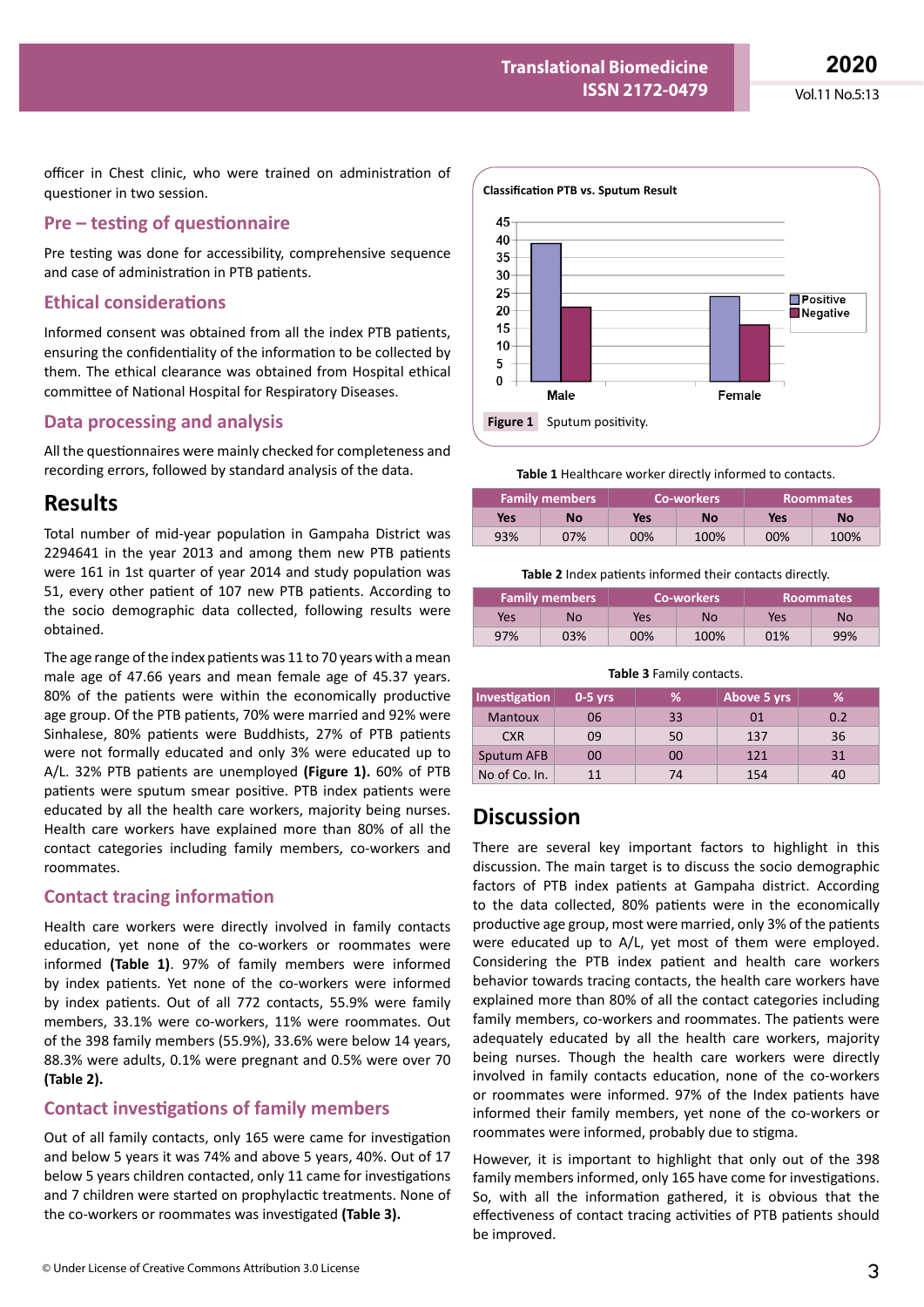officer in Chest clinic, who were trained on administration of questioner in two session.

## Pre – testing of questionnaire

Pre testing was done for accessibility, comprehensive sequence and case of administration in PTB patients.

## Ethical considerations

Informed consent was obtained from all the index PTB patients, ensuring the confidentiality of the information to be collected by them. The ethical clearance was obtained from Hospital ethical committee of National Hospital for Respiratory Diseases.

## Data processing and analysis

All the questionnaires were mainly checked for completeness and recording errors, followed by standard analysis of the data.

# Results

Total number of mid-year population in Gampaha District was 2294641 in the year 2013 and among them new PTB patients were 161 in 1st quarter of year 2014 and study population was 51, every other patient of 107 new PTB patients. According to the socio demographic data collected, following results were obtained.

The age range of the index patients was 11 to 70 years with a mean male age of 47.66 years and mean female age of 45.37 years. 80% of the patients were within the economically productive age group. Of the PTB patients, 70% were married and 92% were Sinhalese, 80% patients were Buddhists, 27% of PTB patients were not formally educated and only 3% were educated up to A/L. 32% PTB patients are unemployed **(Figure 1).** 60% of PTB patients were sputum smear positive. PTB index patients were educated by all the health care workers, majority being nurses. Health care workers have explained more than 80% of all the contact categories including family members, co-workers and roommates.

## Contact tracing information

Health care workers were directly involved in family contacts education, yet none of the co-workers or roommates were informed **(Table 1)**. 97% of family members were informed by index patients. Yet none of the co-workers were informed by index patients. Out of all 772 contacts, 55.9% were family members, 33.1% were co-workers, 11% were roommates. Out of the 398 family members (55.9%), 33.6% were below 14 years, 88.3% were adults, 0.1% were pregnant and 0.5% were over 70 **(Table 2).**

## Contact investigations of family members

Out of all family contacts, only 165 were came for investigation and below 5 years it was 74% and above 5 years, 40%. Out of 17 below 5 years children contacted, only 11 came for investigations and 7 children were started on prophylactic treatments. None of the co-workers or roommates was investigated **(Table 3).**

**Classification PTB vs. Sputum Result**

| | Positive | Negative |
|---|---|---|
| Male | 39 | 21 |
| Female | 24 | 16 |

**Figure 1** Sputum positivity.

**Table 1** Healthcare worker directly informed to contacts.

| Family members | | Co-workers | | Roommates | |
|---|---|---|---|---|---|
| **Yes** | **No** | **Yes** | **No** | **Yes** | **No** |
| 93% | 07% | 00% | 100% | 00% | 100% |

**Table 2** Index patients informed their contacts directly.

| Family members | | Co-workers | | Roommates | |
|---|---|---|---|---|---|
| Yes | No | Yes | No | Yes | No |
| 97% | 03% | 00% | 100% | 01% | 99% |

**Table 3** Family contacts.

| Investigation | 0-5 yrs | % | Above 5 yrs | % |
|---|---|---|---|---|
| Mantoux | 06 | 33 | 01 | 0.2 |
| CXR | 09 | 50 | 137 | 36 |
| Sputum AFB | 00 | 00 | 121 | 31 |
| No of Co. In. | 11 | 74 | 154 | 40 |

# Discussion

There are several key important factors to highlight in this discussion. The main target is to discuss the socio demographic factors of PTB index patients at Gampaha district. According to the data collected, 80% patients were in the economically productive age group, most were married, only 3% of the patients were educated up to A/L, yet most of them were employed. Considering the PTB index patient and health care workers behavior towards tracing contacts, the health care workers have explained more than 80% of all the contact categories including family members, co-workers and roommates. The patients were adequately educated by all the health care workers, majority being nurses. Though the health care workers were directly involved in family contacts education, none of the co-workers or roommates were informed. 97% of the Index patients have informed their family members, yet none of the co-workers or roommates were informed, probably due to stigma.

However, it is important to highlight that only out of the 398 family members informed, only 165 have come for investigations. So, with all the information gathered, it is obvious that the effectiveness of contact tracing activities of PTB patients should be improved.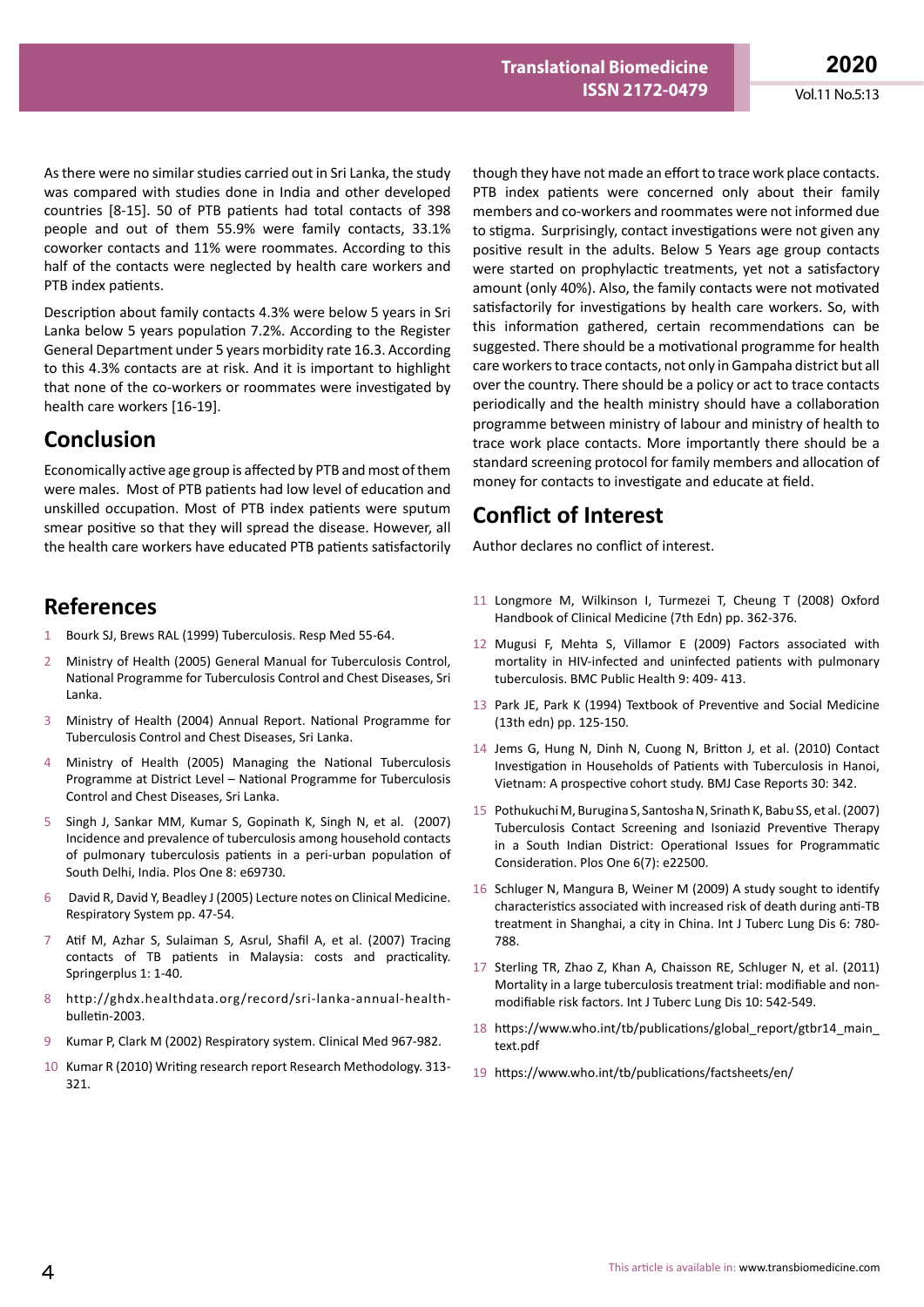As there were no similar studies carried out in Sri Lanka, the study was compared with studies done in India and other developed countries [8-15]. 50 of PTB patients had total contacts of 398 people and out of them 55.9% were family contacts, 33.1% coworker contacts and 11% were roommates. According to this half of the contacts were neglected by health care workers and PTB index patients.

Description about family contacts 4.3% were below 5 years in Sri Lanka below 5 years population 7.2%. According to the Register General Department under 5 years morbidity rate 16.3. According to this 4.3% contacts are at risk. And it is important to highlight that none of the co-workers or roommates were investigated by health care workers [16-19].

## Conclusion

Economically active age group is affected by PTB and most of them were males. Most of PTB patients had low level of education and unskilled occupation. Most of PTB index patients were sputum smear positive so that they will spread the disease. However, all the health care workers have educated PTB patients satisfactorily though they have not made an effort to trace work place contacts. PTB index patients were concerned only about their family members and co-workers and roommates were not informed due to stigma. Surprisingly, contact investigations were not given any positive result in the adults. Below 5 Years age group contacts were started on prophylactic treatments, yet not a satisfactory amount (only 40%). Also, the family contacts were not motivated satisfactorily for investigations by health care workers. So, with this information gathered, certain recommendations can be suggested. There should be a motivational programme for health care workers to trace contacts, not only in Gampaha district but all over the country. There should be a policy or act to trace contacts periodically and the health ministry should have a collaboration programme between ministry of labour and ministry of health to trace work place contacts. More importantly there should be a standard screening protocol for family members and allocation of money for contacts to investigate and educate at field.

## Conflict of Interest

Author declares no conflict of interest.

## References

1. Bourk SJ, Brews RAL (1999) Tuberculosis. Resp Med 55-64.
2. Ministry of Health (2005) General Manual for Tuberculosis Control, National Programme for Tuberculosis Control and Chest Diseases, Sri Lanka.
3. Ministry of Health (2004) Annual Report. National Programme for Tuberculosis Control and Chest Diseases, Sri Lanka.
4. Ministry of Health (2005) Managing the National Tuberculosis Programme at District Level – National Programme for Tuberculosis Control and Chest Diseases, Sri Lanka.
5. Singh J, Sankar MM, Kumar S, Gopinath K, Singh N, et al. (2007) Incidence and prevalence of tuberculosis among household contacts of pulmonary tuberculosis patients in a peri-urban population of South Delhi, India. Plos One 8: e69730.
6. David R, David Y, Beadley J (2005) Lecture notes on Clinical Medicine. Respiratory System pp. 47-54.
7. Atif M, Azhar S, Sulaiman S, Asrul, Shafil A, et al. (2007) Tracing contacts of TB patients in Malaysia: costs and practicality. Springerplus 1: 1-40.
8. http://ghdx.healthdata.org/record/sri-lanka-annual-health-bulletin-2003.
9. Kumar P, Clark M (2002) Respiratory system. Clinical Med 967-982.
10. Kumar R (2010) Writing research report Research Methodology. 313-321.
11. Longmore M, Wilkinson I, Turmezei T, Cheung T (2008) Oxford Handbook of Clinical Medicine (7th Edn) pp. 362-376.
12. Mugusi F, Mehta S, Villamor E (2009) Factors associated with mortality in HIV-infected and uninfected patients with pulmonary tuberculosis. BMC Public Health 9: 409- 413.
13. Park JE, Park K (1994) Textbook of Preventive and Social Medicine (13th edn) pp. 125-150.
14. Jems G, Hung N, Dinh N, Cuong N, Britton J, et al. (2010) Contact Investigation in Households of Patients with Tuberculosis in Hanoi, Vietnam: A prospective cohort study. BMJ Case Reports 30: 342.
15. Pothukuchi M, Burugina S, Santosha N, Srinath K, Babu SS, et al. (2007) Tuberculosis Contact Screening and Isoniazid Preventive Therapy in a South Indian District: Operational Issues for Programmatic Consideration. Plos One 6(7): e22500.
16. Schluger N, Mangura B, Weiner M (2009) A study sought to identify characteristics associated with increased risk of death during anti-TB treatment in Shanghai, a city in China. Int J Tuberc Lung Dis 6: 780-788.
17. Sterling TR, Zhao Z, Khan A, Chaisson RE, Schluger N, et al. (2011) Mortality in a large tuberculosis treatment trial: modifiable and non-modifiable risk factors. Int J Tuberc Lung Dis 10: 542-549.
18. https://www.who.int/tb/publications/global_report/gtbr14_main_text.pdf
19. https://www.who.int/tb/publications/factsheets/en/